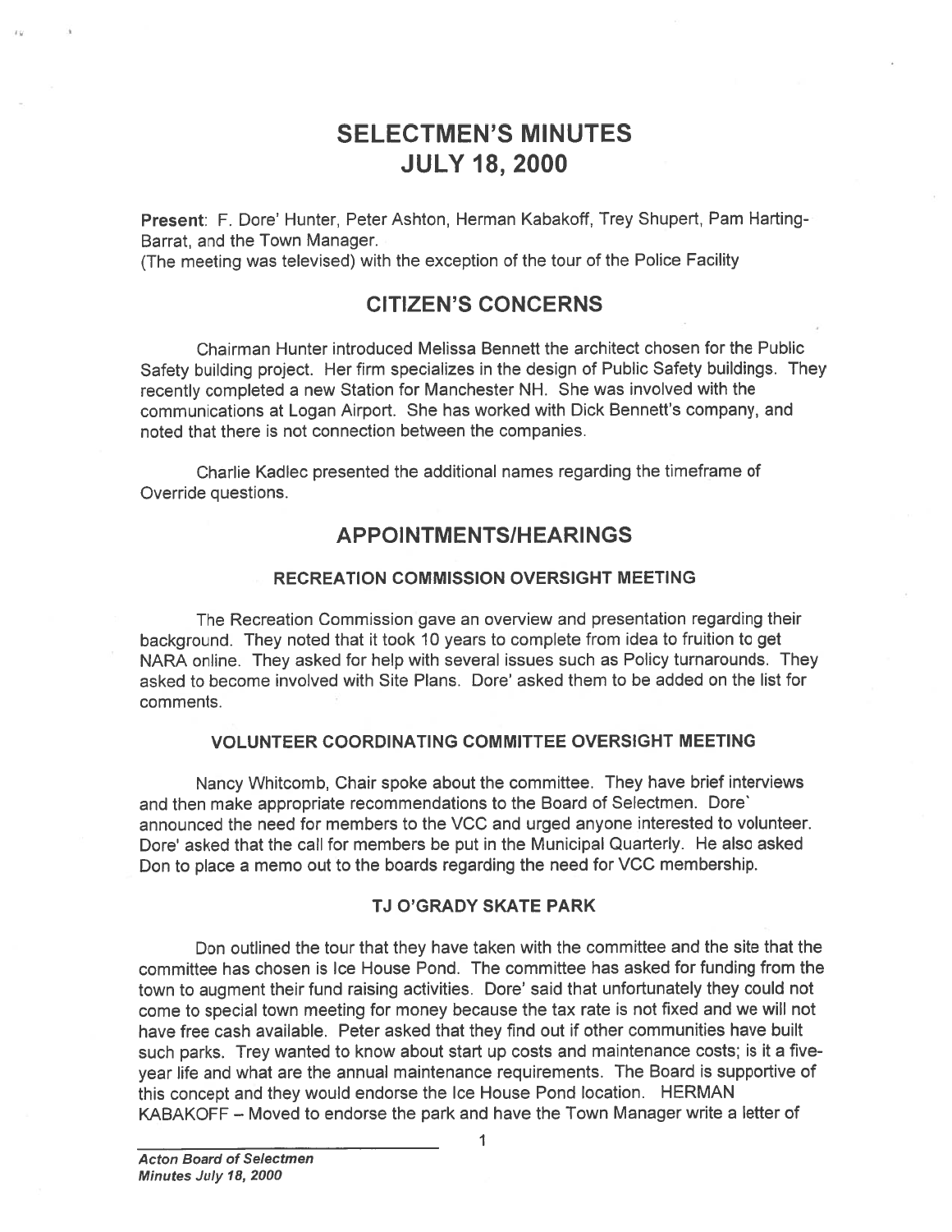# SELECTMEN'S MINUTES
# JULY 18, 2000

**Present**: F. Dore' Hunter, Peter Ashton, Herman Kabakoff, Trey Shupert, Pam Harting-Barrat, and the Town Manager.
(The meeting was televised) with the exception of the tour of the Police Facility

## CITIZEN'S CONCERNS

Chairman Hunter introduced Melissa Bennett the architect chosen for the Public Safety building project. Her firm specializes in the design of Public Safety buildings. They recently completed a new Station for Manchester NH. She was involved with the communications at Logan Airport. She has worked with Dick Bennett's company, and noted that there is not connection between the companies.

Charlie Kadlec presented the additional names regarding the timeframe of Override questions.

## APPOINTMENTS/HEARINGS

### RECREATION COMMISSION OVERSIGHT MEETING

The Recreation Commission gave an overview and presentation regarding their background. They noted that it took 10 years to complete from idea to fruition to get NARA online. They asked for help with several issues such as Policy turnarounds. They asked to become involved with Site Plans. Dore' asked them to be added on the list for comments.

### VOLUNTEER COORDINATING COMMITTEE OVERSIGHT MEETING

Nancy Whitcomb, Chair spoke about the committee. They have brief interviews and then make appropriate recommendations to the Board of Selectmen. Dore` announced the need for members to the VCC and urged anyone interested to volunteer. Dore' asked that the call for members be put in the Municipal Quarterly. He also asked Don to place a memo out to the boards regarding the need for VCC membership.

### TJ O'GRADY SKATE PARK

Don outlined the tour that they have taken with the committee and the site that the committee has chosen is Ice House Pond. The committee has asked for funding from the town to augment their fund raising activities. Dore' said that unfortunately they could not come to special town meeting for money because the tax rate is not fixed and we will not have free cash available. Peter asked that they find out if other communities have built such parks. Trey wanted to know about start up costs and maintenance costs; is it a five-year life and what are the annual maintenance requirements. The Board is supportive of this concept and they would endorse the Ice House Pond location. HERMAN KABAKOFF – Moved to endorse the park and have the Town Manager write a letter of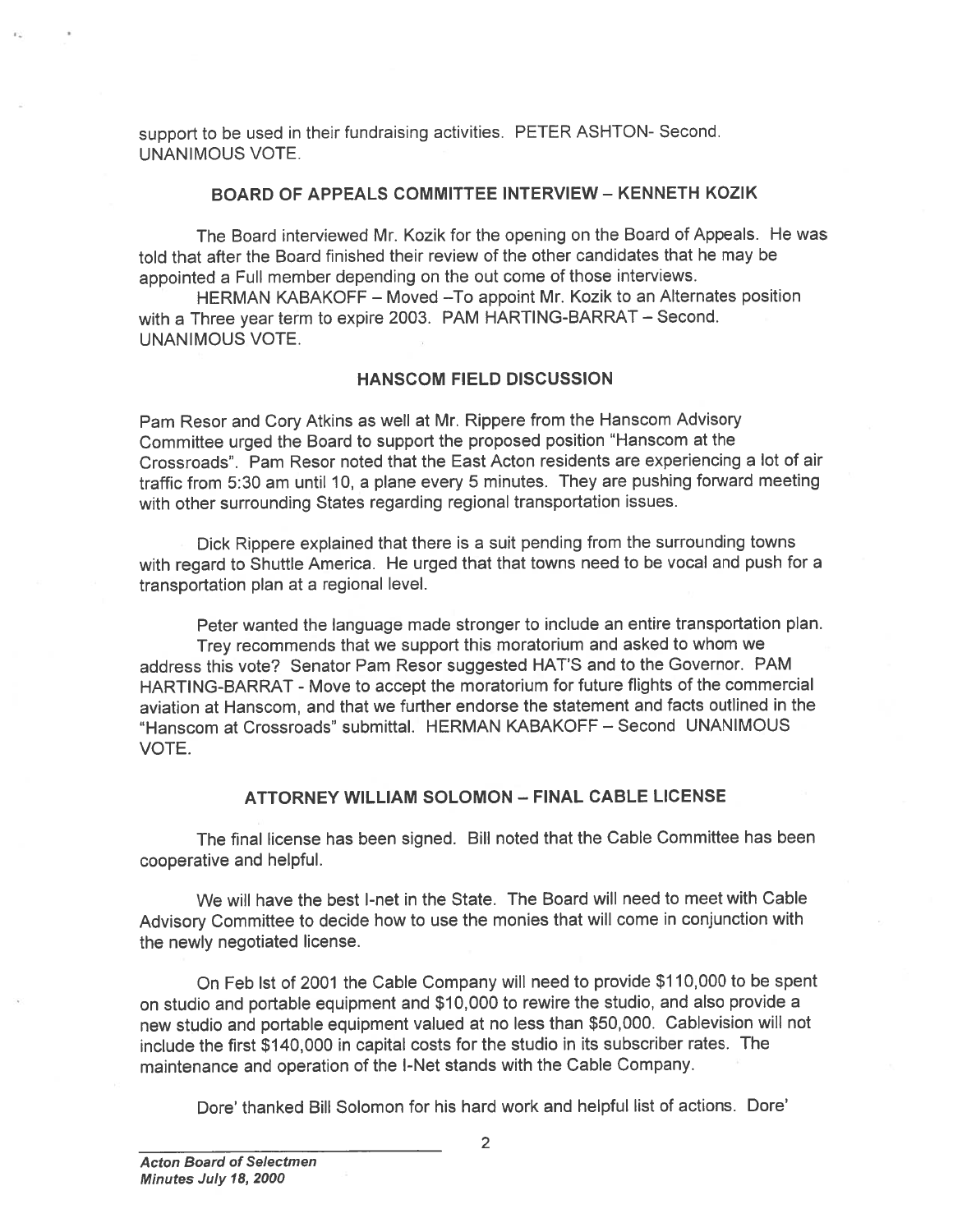support to be used in their fundraising activities. PETER ASHTON- Second. UNANIMOUS VOTE.

## BOARD OF APPEALS COMMITTEE INTERVIEW – KENNETH KOZIK

The Board interviewed Mr. Kozik for the opening on the Board of Appeals. He was told that after the Board finished their review of the other candidates that he may be appointed a Full member depending on the out come of those interviews.

HERMAN KABAKOFF – Moved –To appoint Mr. Kozik to an Alternates position with a Three year term to expire 2003. PAM HARTING-BARRAT – Second. UNANIMOUS VOTE.

## HANSCOM FIELD DISCUSSION

Pam Resor and Cory Atkins as well at Mr. Rippere from the Hanscom Advisory Committee urged the Board to support the proposed position "Hanscom at the Crossroads". Pam Resor noted that the East Acton residents are experiencing a lot of air traffic from 5:30 am until 10, a plane every 5 minutes. They are pushing forward meeting with other surrounding States regarding regional transportation issues.

Dick Rippere explained that there is a suit pending from the surrounding towns with regard to Shuttle America. He urged that that towns need to be vocal and push for a transportation plan at a regional level.

Peter wanted the language made stronger to include an entire transportation plan.

Trey recommends that we support this moratorium and asked to whom we address this vote? Senator Pam Resor suggested HAT'S and to the Governor. PAM HARTING-BARRAT - Move to accept the moratorium for future flights of the commercial aviation at Hanscom, and that we further endorse the statement and facts outlined in the "Hanscom at Crossroads" submittal. HERMAN KABAKOFF – Second UNANIMOUS VOTE.

## ATTORNEY WILLIAM SOLOMON – FINAL CABLE LICENSE

The final license has been signed. Bill noted that the Cable Committee has been cooperative and helpful.

We will have the best I-net in the State. The Board will need to meet with Cable Advisory Committee to decide how to use the monies that will come in conjunction with the newly negotiated license.

On Feb lst of 2001 the Cable Company will need to provide $110,000 to be spent on studio and portable equipment and $10,000 to rewire the studio, and also provide a new studio and portable equipment valued at no less than $50,000. Cablevision will not include the first $140,000 in capital costs for the studio in its subscriber rates. The maintenance and operation of the I-Net stands with the Cable Company.

Dore' thanked Bill Solomon for his hard work and helpful list of actions. Dore'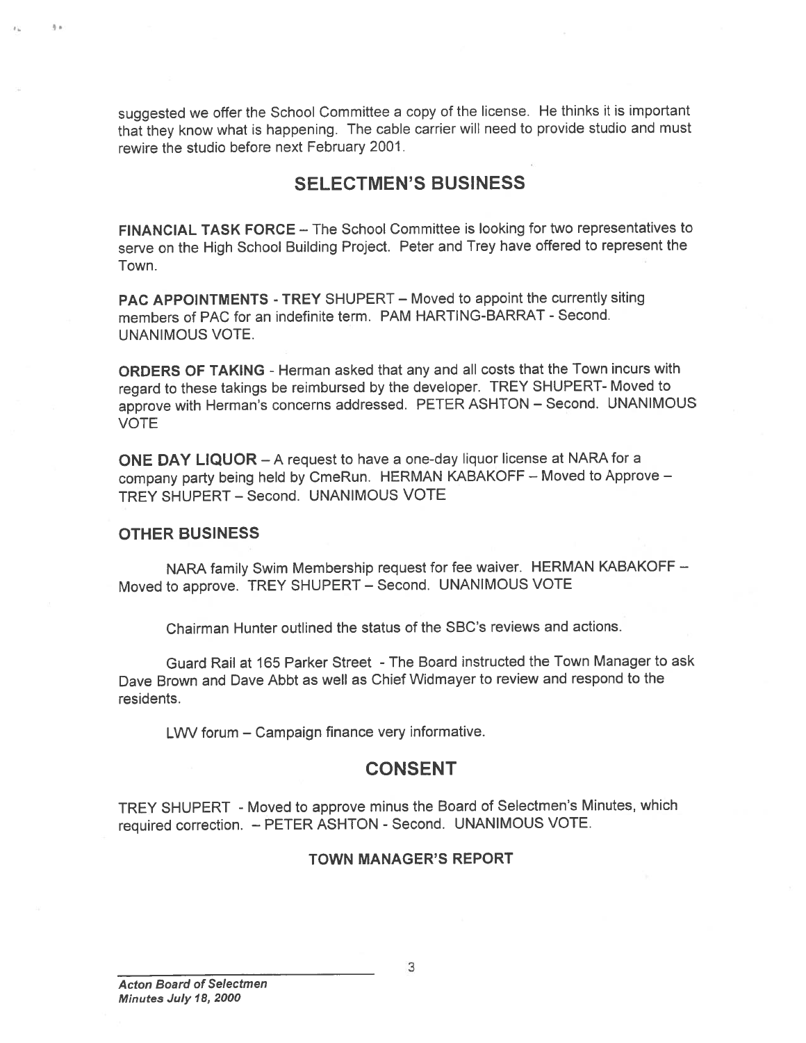suggested we offer the School Committee a copy of the license. He thinks it is important that they know what is happening. The cable carrier will need to provide studio and must rewire the studio before next February 2001.

## SELECTMEN'S BUSINESS

**FINANCIAL TASK FORCE** – The School Committee is looking for two representatives to serve on the High School Building Project. Peter and Trey have offered to represent the Town.

**PAC APPOINTMENTS - TREY** SHUPERT – Moved to appoint the currently siting members of PAC for an indefinite term. PAM HARTING-BARRAT - Second. UNANIMOUS VOTE.

**ORDERS OF TAKING** - Herman asked that any and all costs that the Town incurs with regard to these takings be reimbursed by the developer. TREY SHUPERT- Moved to approve with Herman's concerns addressed. PETER ASHTON – Second. UNANIMOUS VOTE

**ONE DAY LIQUOR** – A request to have a one-day liquor license at NARA for a company party being held by CmeRun. HERMAN KABAKOFF – Moved to Approve – TREY SHUPERT – Second. UNANIMOUS VOTE

### OTHER BUSINESS

NARA family Swim Membership request for fee waiver. HERMAN KABAKOFF – Moved to approve. TREY SHUPERT – Second. UNANIMOUS VOTE

Chairman Hunter outlined the status of the SBC's reviews and actions.

Guard Rail at 165 Parker Street - The Board instructed the Town Manager to ask Dave Brown and Dave Abbt as well as Chief Widmayer to review and respond to the residents.

LWV forum – Campaign finance very informative.

## CONSENT

TREY SHUPERT - Moved to approve minus the Board of Selectmen's Minutes, which required correction. – PETER ASHTON - Second. UNANIMOUS VOTE.

**TOWN MANAGER'S REPORT**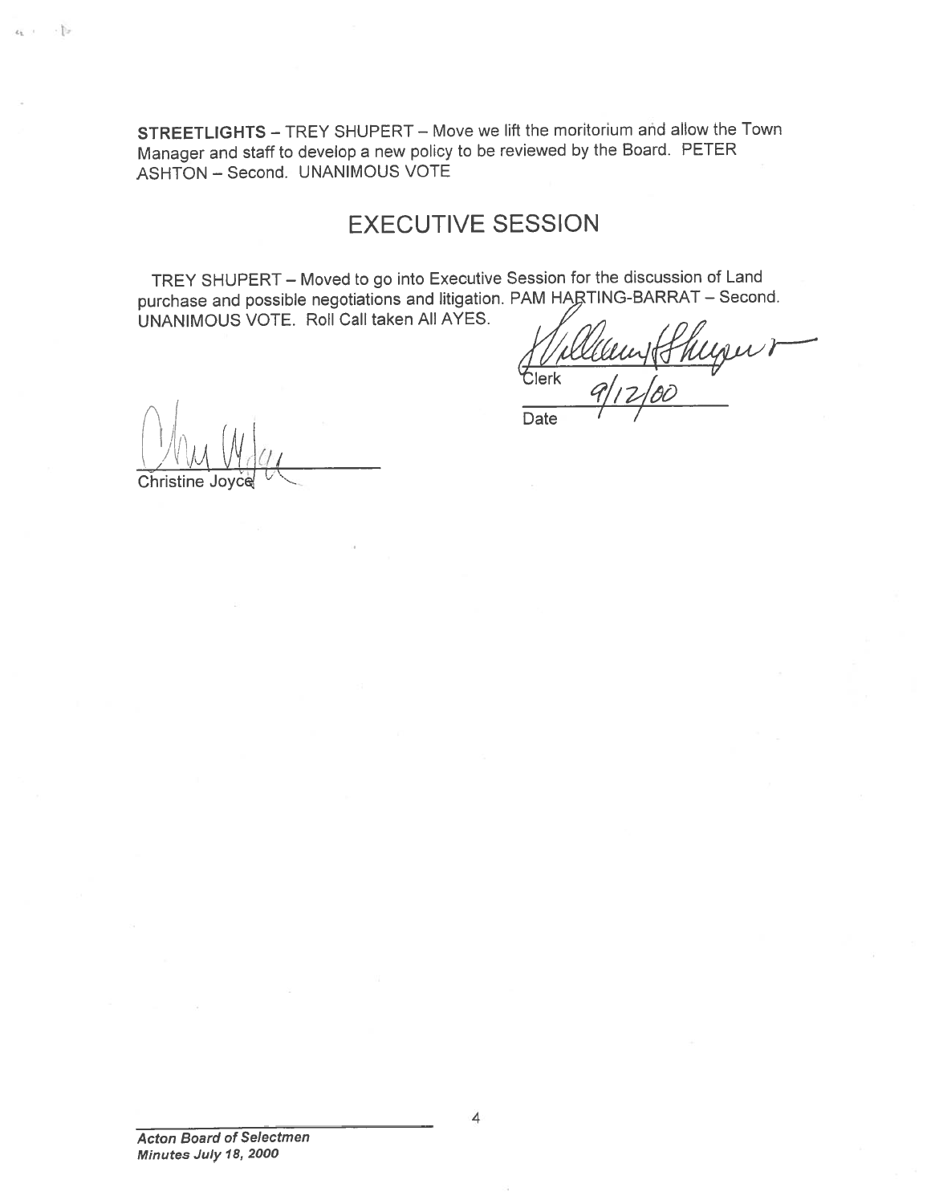**STREETLIGHTS** – TREY SHUPERT – Move we lift the moritorium and allow the Town Manager and staff to develop a new policy to be reviewed by the Board. PETER ASHTON – Second. UNANIMOUS VOTE

## EXECUTIVE SESSION

TREY SHUPERT – Moved to go into Executive Session for the discussion of Land purchase and possible negotiations and litigation. PAM HARTING-BARRAT – Second. UNANIMOUS VOTE. Roll Call taken All AYES.

Clerk

Date 9/12/00

Christine Joyce

*Acton Board of Selectmen*
*Minutes July 18, 2000*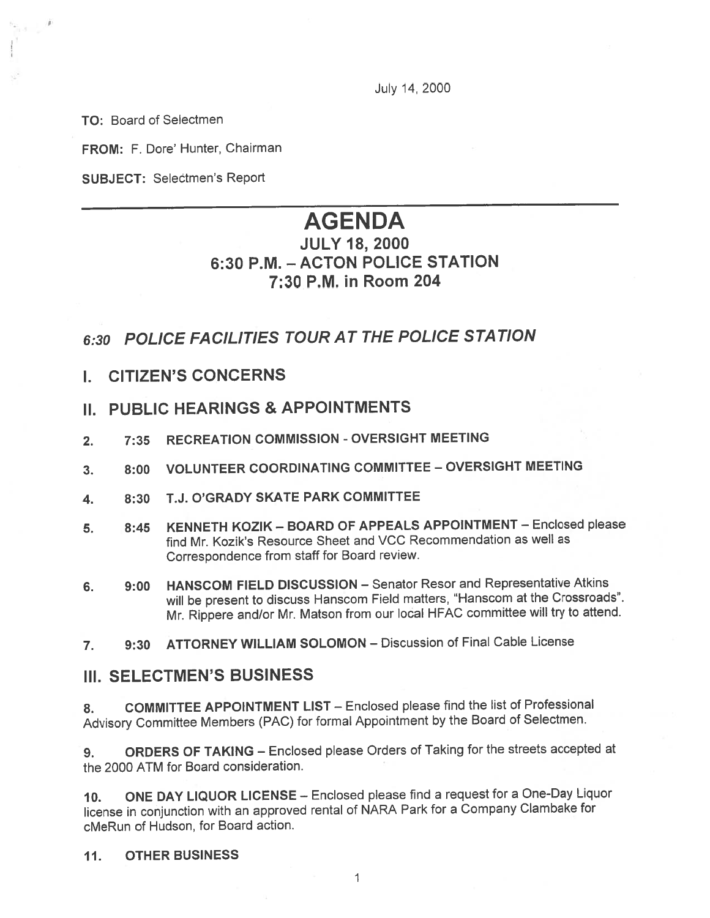July 14, 2000

**TO:** Board of Selectmen

**FROM:** F. Dore' Hunter, Chairman

**SUBJECT:** Selectmen's Report

---

# AGENDA

## JULY 18, 2000
## 6:30 P.M. – ACTON POLICE STATION
## 7:30 P.M. in Room 204

## *6:30 POLICE FACILITIES TOUR AT THE POLICE STATION*

## I. CITIZEN'S CONCERNS

## II. PUBLIC HEARINGS & APPOINTMENTS

2. **7:35 RECREATION COMMISSION - OVERSIGHT MEETING**

3. **8:00 VOLUNTEER COORDINATING COMMITTEE – OVERSIGHT MEETING**

4. **8:30 T.J. O'GRADY SKATE PARK COMMITTEE**

5. **8:45 KENNETH KOZIK – BOARD OF APPEALS APPOINTMENT** – Enclosed please find Mr. Kozik's Resource Sheet and VCC Recommendation as well as Correspondence from staff for Board review.

6. **9:00 HANSCOM FIELD DISCUSSION** – Senator Resor and Representative Atkins will be present to discuss Hanscom Field matters, "Hanscom at the Crossroads". Mr. Rippere and/or Mr. Matson from our local HFAC committee will try to attend.

7. **9:30 ATTORNEY WILLIAM SOLOMON** – Discussion of Final Cable License

## III. SELECTMEN'S BUSINESS

8. **COMMITTEE APPOINTMENT LIST** – Enclosed please find the list of Professional Advisory Committee Members (PAC) for formal Appointment by the Board of Selectmen.

9. **ORDERS OF TAKING** – Enclosed please Orders of Taking for the streets accepted at the 2000 ATM for Board consideration.

10. **ONE DAY LIQUOR LICENSE** – Enclosed please find a request for a One-Day Liquor license in conjunction with an approved rental of NARA Park for a Company Clambake for cMeRun of Hudson, for Board action.

11. **OTHER BUSINESS**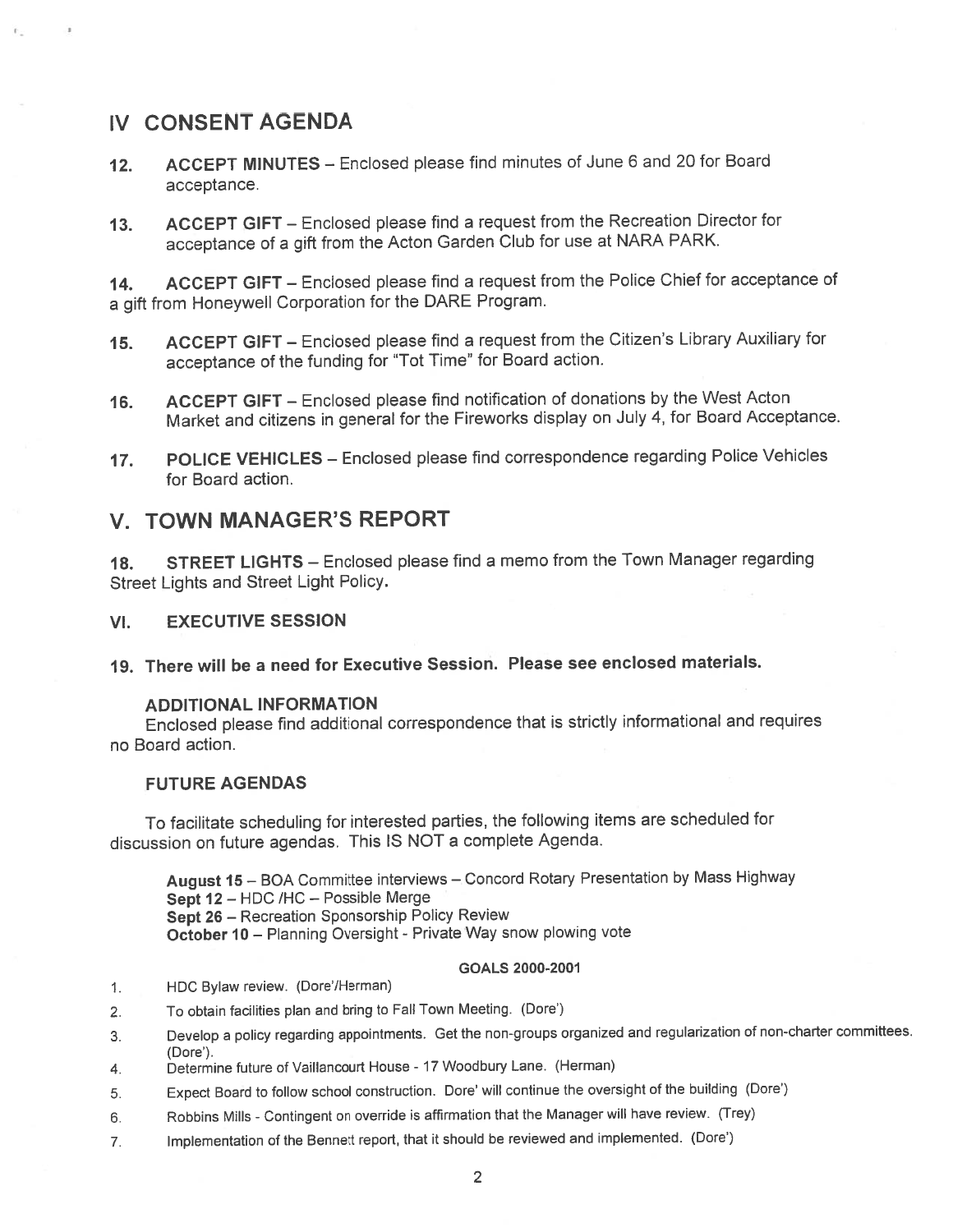## IV CONSENT AGENDA

12. **ACCEPT MINUTES** – Enclosed please find minutes of June 6 and 20 for Board acceptance.

13. **ACCEPT GIFT** – Enclosed please find a request from the Recreation Director for acceptance of a gift from the Acton Garden Club for use at NARA PARK.

14. **ACCEPT GIFT** – Enclosed please find a request from the Police Chief for acceptance of a gift from Honeywell Corporation for the DARE Program.

15. **ACCEPT GIFT** – Enclosed please find a request from the Citizen's Library Auxiliary for acceptance of the funding for "Tot Time" for Board action.

16. **ACCEPT GIFT** – Enclosed please find notification of donations by the West Acton Market and citizens in general for the Fireworks display on July 4, for Board Acceptance.

17. **POLICE VEHICLES** – Enclosed please find correspondence regarding Police Vehicles for Board action.

## V. TOWN MANAGER'S REPORT

18. **STREET LIGHTS** – Enclosed please find a memo from the Town Manager regarding Street Lights and Street Light Policy.

## VI. EXECUTIVE SESSION

**19. There will be a need for Executive Session. Please see enclosed materials.**

### ADDITIONAL INFORMATION

Enclosed please find additional correspondence that is strictly informational and requires no Board action.

### FUTURE AGENDAS

To facilitate scheduling for interested parties, the following items are scheduled for discussion on future agendas. This IS NOT a complete Agenda.

**August 15** – BOA Committee interviews – Concord Rotary Presentation by Mass Highway
**Sept 12** – HDC /HC – Possible Merge
**Sept 26** – Recreation Sponsorship Policy Review
**October 10** – Planning Oversight - Private Way snow plowing vote

**GOALS 2000-2001**

1. HDC Bylaw review. (Dore'/Herman)
2. To obtain facilities plan and bring to Fall Town Meeting. (Dore')
3. Develop a policy regarding appointments. Get the non-groups organized and regularization of non-charter committees. (Dore').
4. Determine future of Vaillancourt House - 17 Woodbury Lane. (Herman)
5. Expect Board to follow school construction. Dore' will continue the oversight of the building (Dore')
6. Robbins Mills - Contingent on override is affirmation that the Manager will have review. (Trey)
7. Implementation of the Bennett report, that it should be reviewed and implemented. (Dore')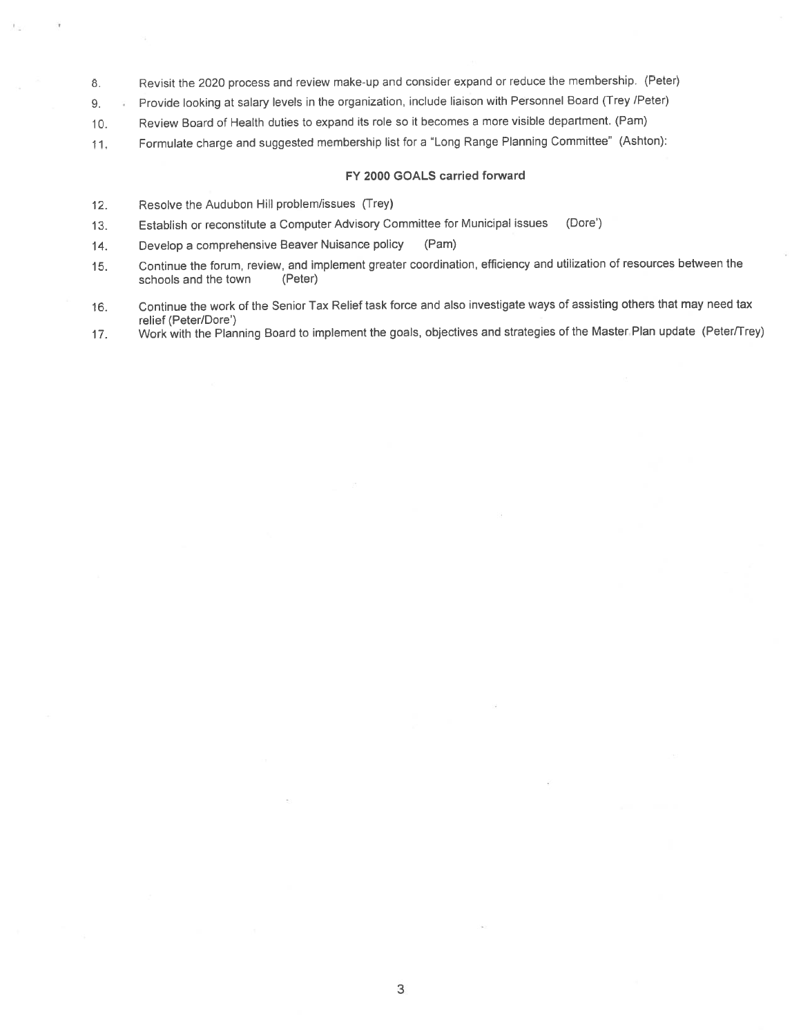8. Revisit the 2020 process and review make-up and consider expand or reduce the membership. (Peter)
9. Provide looking at salary levels in the organization, include liaison with Personnel Board (Trey /Peter)
10. Review Board of Health duties to expand its role so it becomes a more visible department. (Pam)
11. Formulate charge and suggested membership list for a "Long Range Planning Committee" (Ashton):

**FY 2000 GOALS carried forward**

12. Resolve the Audubon Hill problem/issues (Trey)
13. Establish or reconstitute a Computer Advisory Committee for Municipal issues (Dore')
14. Develop a comprehensive Beaver Nuisance policy (Pam)
15. Continue the forum, review, and implement greater coordination, efficiency and utilization of resources between the schools and the town (Peter)
16. Continue the work of the Senior Tax Relief task force and also investigate ways of assisting others that may need tax relief (Peter/Dore')
17. Work with the Planning Board to implement the goals, objectives and strategies of the Master Plan update (Peter/Trey)